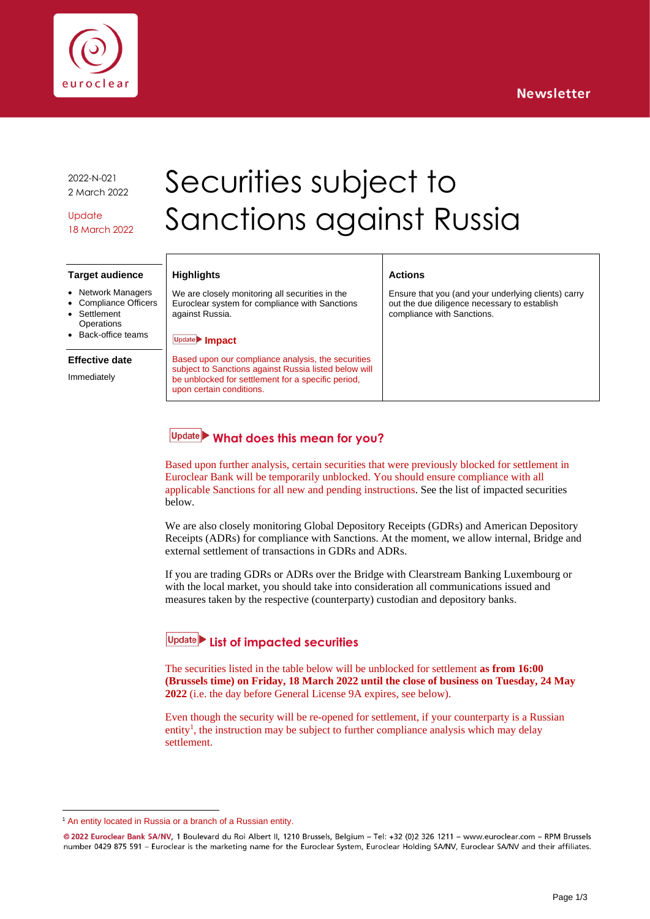Newsletter

2022-N-021
2 March 2022

Update
18 March 2022

# Securities subject to Sanctions against Russia

**Target audience**

- Network Managers
- Compliance Officers
- Settlement Operations
- Back-office teams

**Effective date**

Immediately

**Highlights**

We are closely monitoring all securities in the Euroclear system for compliance with Sanctions against Russia.

Update **Impact**

Based upon our compliance analysis, the securities subject to Sanctions against Russia listed below will be unblocked for settlement for a specific period, upon certain conditions.

**Actions**

Ensure that you (and your underlying clients) carry out the due diligence necessary to establish compliance with Sanctions.

## Update What does this mean for you?

Based upon further analysis, certain securities that were previously blocked for settlement in Euroclear Bank will be temporarily unblocked. You should ensure compliance with all applicable Sanctions for all new and pending instructions. See the list of impacted securities below.

We are also closely monitoring Global Depository Receipts (GDRs) and American Depository Receipts (ADRs) for compliance with Sanctions. At the moment, we allow internal, Bridge and external settlement of transactions in GDRs and ADRs.

If you are trading GDRs or ADRs over the Bridge with Clearstream Banking Luxembourg or with the local market, you should take into consideration all communications issued and measures taken by the respective (counterparty) custodian and depository banks.

## Update List of impacted securities

The securities listed in the table below will be unblocked for settlement **as from 16:00 (Brussels time) on Friday, 18 March 2022 until the close of business on Tuesday, 24 May 2022** (i.e. the day before General License 9A expires, see below).

Even though the security will be re-opened for settlement, if your counterparty is a Russian entity[1], the instruction may be subject to further compliance analysis which may delay settlement.

[1] An entity located in Russia or a branch of a Russian entity.

© 2022 Euroclear Bank SA/NV, 1 Boulevard du Roi Albert II, 1210 Brussels, Belgium – Tel: +32 (0)2 326 1211 – www.euroclear.com – RPM Brussels number 0429 875 591 – Euroclear is the marketing name for the Euroclear System, Euroclear Holding SA/NV, Euroclear SA/NV and their affiliates.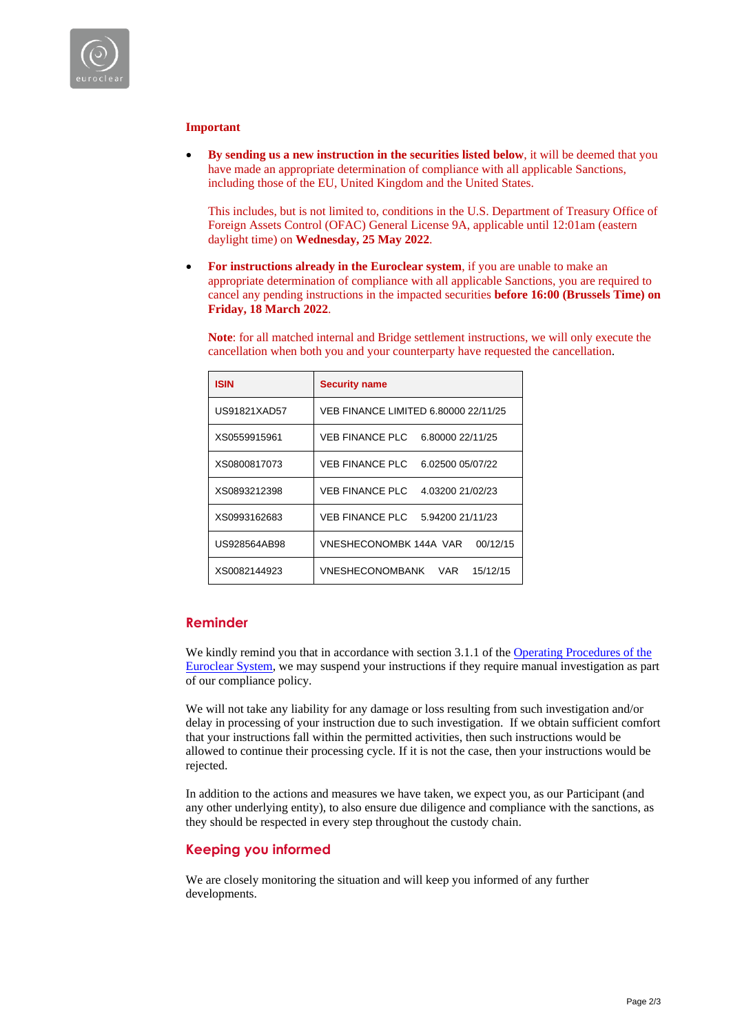**Important**

- **By sending us a new instruction in the securities listed below**, it will be deemed that you have made an appropriate determination of compliance with all applicable Sanctions, including those of the EU, United Kingdom and the United States.

  This includes, but is not limited to, conditions in the U.S. Department of Treasury Office of Foreign Assets Control (OFAC) General License 9A, applicable until 12:01am (eastern daylight time) on **Wednesday, 25 May 2022**.

- **For instructions already in the Euroclear system**, if you are unable to make an appropriate determination of compliance with all applicable Sanctions, you are required to cancel any pending instructions in the impacted securities **before 16:00 (Brussels Time) on Friday, 18 March 2022**.

  **Note**: for all matched internal and Bridge settlement instructions, we will only execute the cancellation when both you and your counterparty have requested the cancellation.

| ISIN | Security name |
|---|---|
| US91821XAD57 | VEB FINANCE LIMITED 6.80000 22/11/25 |
| XS0559915961 | VEB FINANCE PLC 6.80000 22/11/25 |
| XS0800817073 | VEB FINANCE PLC 6.02500 05/07/22 |
| XS0893212398 | VEB FINANCE PLC 4.03200 21/02/23 |
| XS0993162683 | VEB FINANCE PLC 5.94200 21/11/23 |
| US928564AB98 | VNESHECONOMBK 144A VAR 00/12/15 |
| XS0082144923 | VNESHECONOMBANK VAR 15/12/15 |

## Reminder

We kindly remind you that in accordance with section 3.1.1 of the Operating Procedures of the Euroclear System, we may suspend your instructions if they require manual investigation as part of our compliance policy.

We will not take any liability for any damage or loss resulting from such investigation and/or delay in processing of your instruction due to such investigation. If we obtain sufficient comfort that your instructions fall within the permitted activities, then such instructions would be allowed to continue their processing cycle. If it is not the case, then your instructions would be rejected.

In addition to the actions and measures we have taken, we expect you, as our Participant (and any other underlying entity), to also ensure due diligence and compliance with the sanctions, as they should be respected in every step throughout the custody chain.

## Keeping you informed

We are closely monitoring the situation and will keep you informed of any further developments.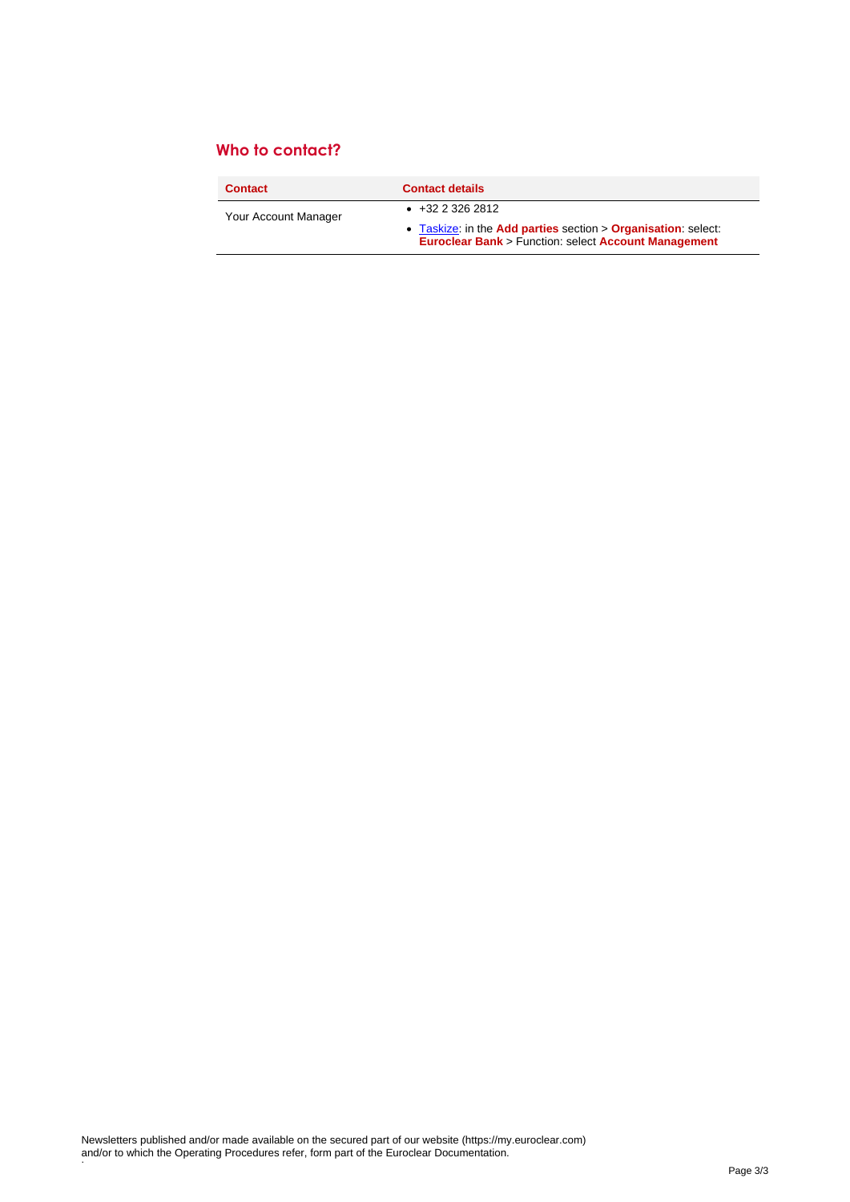## Who to contact?

| Contact | Contact details |
| --- | --- |
| Your Account Manager | • +32 2 326 2812<br>• Taskize: in the **Add parties** section > **Organisation**: select: **Euroclear Bank** > Function: select **Account Management** |

Newsletters published and/or made available on the secured part of our website (https://my.euroclear.com) and/or to which the Operating Procedures refer, form part of the Euroclear Documentation.